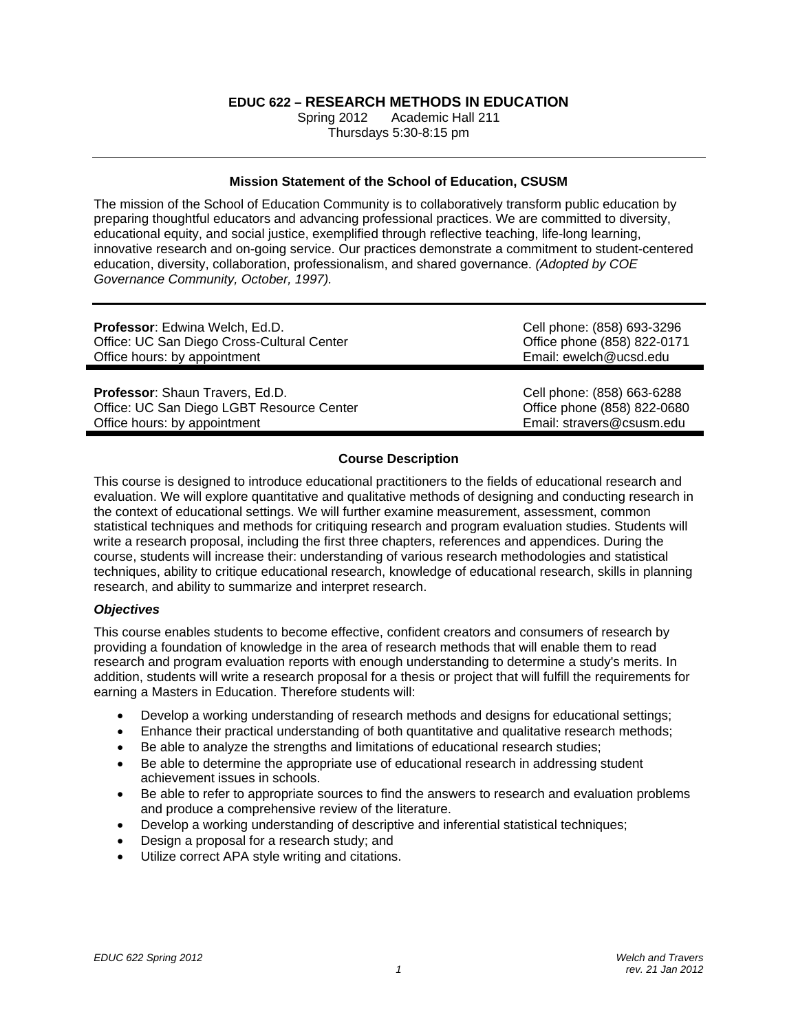# EDUC 622 – RESEARCH METHODS IN EDUCATION

Spring 2012 Academic Hall 211
Thursdays 5:30-8:15 pm

---

### Mission Statement of the School of Education, CSUSM

The mission of the School of Education Community is to collaboratively transform public education by preparing thoughtful educators and advancing professional practices. We are committed to diversity, educational equity, and social justice, exemplified through reflective teaching, life-long learning, innovative research and on-going service. Our practices demonstrate a commitment to student-centered education, diversity, collaboration, professionalism, and shared governance. *(Adopted by COE Governance Community, October, 1997).*

---

**Professor**: Edwina Welch, Ed.D.
Office: UC San Diego Cross-Cultural Center
Office hours: by appointment

Cell phone: (858) 693-3296
Office phone (858) 822-0171
Email: ewelch@ucsd.edu

---

**Professor**: Shaun Travers, Ed.D.
Office: UC San Diego LGBT Resource Center
Office hours: by appointment

Cell phone: (858) 663-6288
Office phone (858) 822-0680
Email: stravers@csusm.edu

---

### Course Description

This course is designed to introduce educational practitioners to the fields of educational research and evaluation. We will explore quantitative and qualitative methods of designing and conducting research in the context of educational settings. We will further examine measurement, assessment, common statistical techniques and methods for critiquing research and program evaluation studies. Students will write a research proposal, including the first three chapters, references and appendices. During the course, students will increase their: understanding of various research methodologies and statistical techniques, ability to critique educational research, knowledge of educational research, skills in planning research, and ability to summarize and interpret research.

#### *Objectives*

This course enables students to become effective, confident creators and consumers of research by providing a foundation of knowledge in the area of research methods that will enable them to read research and program evaluation reports with enough understanding to determine a study's merits. In addition, students will write a research proposal for a thesis or project that will fulfill the requirements for earning a Masters in Education. Therefore students will:

- Develop a working understanding of research methods and designs for educational settings;
- Enhance their practical understanding of both quantitative and qualitative research methods;
- Be able to analyze the strengths and limitations of educational research studies;
- Be able to determine the appropriate use of educational research in addressing student achievement issues in schools.
- Be able to refer to appropriate sources to find the answers to research and evaluation problems and produce a comprehensive review of the literature.
- Develop a working understanding of descriptive and inferential statistical techniques;
- Design a proposal for a research study; and
- Utilize correct APA style writing and citations.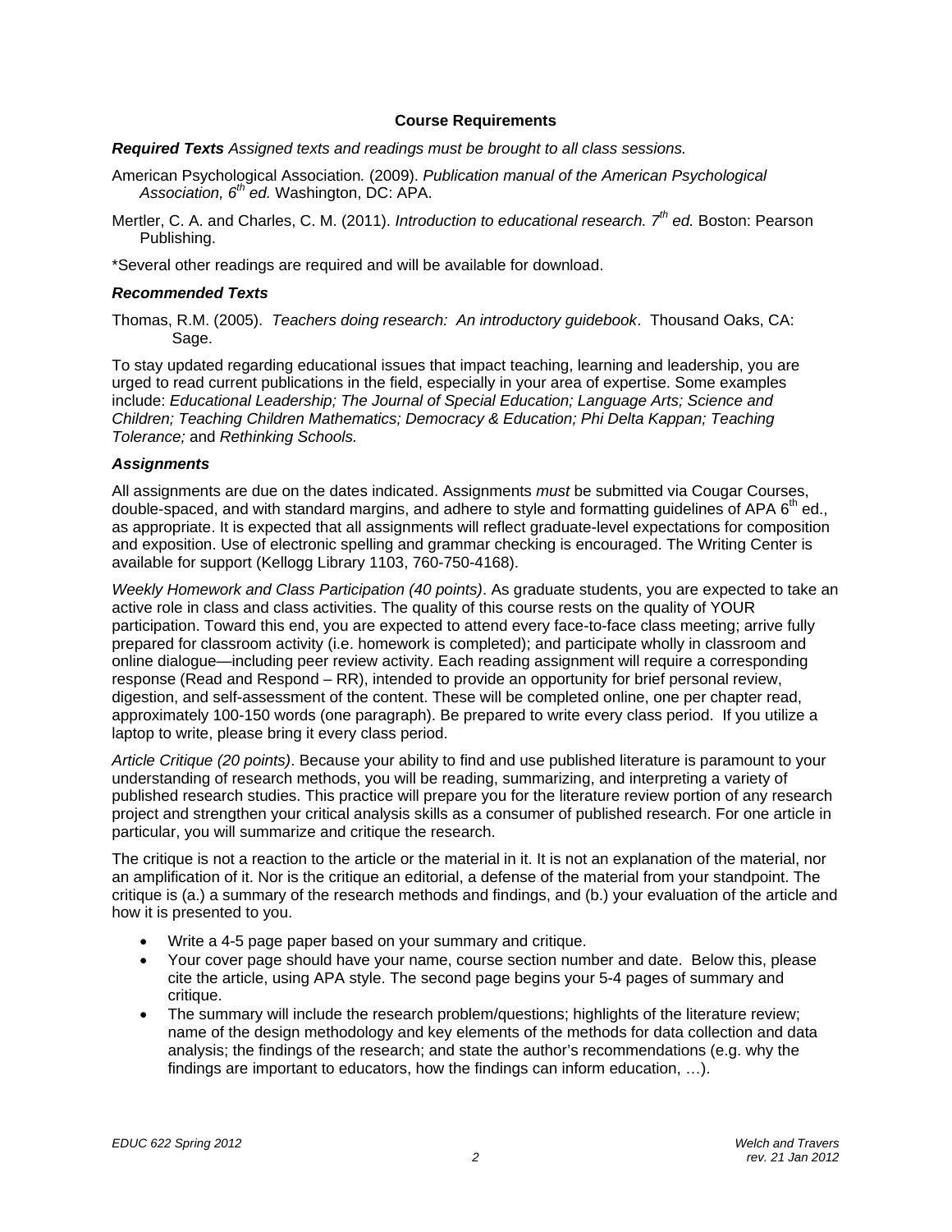## Course Requirements

***Required Texts*** *Assigned texts and readings must be brought to all class sessions.*

American Psychological Association*.* (2009). *Publication manual of the American Psychological Association, 6th ed.* Washington, DC: APA.

Mertler, C. A. and Charles, C. M. (2011). *Introduction to educational research. 7th ed.* Boston: Pearson Publishing.

*Several other readings are required and will be available for download.

### *Recommended Texts*

Thomas, R.M. (2005). *Teachers doing research: An introductory guidebook*. Thousand Oaks, CA: Sage.

To stay updated regarding educational issues that impact teaching, learning and leadership, you are urged to read current publications in the field, especially in your area of expertise. Some examples include: *Educational Leadership; The Journal of Special Education; Language Arts; Science and Children; Teaching Children Mathematics; Democracy & Education; Phi Delta Kappan; Teaching Tolerance;* and *Rethinking Schools.*

### *Assignments*

All assignments are due on the dates indicated. Assignments *must* be submitted via Cougar Courses, double-spaced, and with standard margins, and adhere to style and formatting guidelines of APA 6th ed., as appropriate. It is expected that all assignments will reflect graduate-level expectations for composition and exposition. Use of electronic spelling and grammar checking is encouraged. The Writing Center is available for support (Kellogg Library 1103, 760-750-4168).

*Weekly Homework and Class Participation (40 points)*. As graduate students, you are expected to take an active role in class and class activities. The quality of this course rests on the quality of YOUR participation. Toward this end, you are expected to attend every face-to-face class meeting; arrive fully prepared for classroom activity (i.e. homework is completed); and participate wholly in classroom and online dialogue—including peer review activity. Each reading assignment will require a corresponding response (Read and Respond – RR), intended to provide an opportunity for brief personal review, digestion, and self-assessment of the content. These will be completed online, one per chapter read, approximately 100-150 words (one paragraph). Be prepared to write every class period. If you utilize a laptop to write, please bring it every class period.

*Article Critique (20 points)*. Because your ability to find and use published literature is paramount to your understanding of research methods, you will be reading, summarizing, and interpreting a variety of published research studies. This practice will prepare you for the literature review portion of any research project and strengthen your critical analysis skills as a consumer of published research. For one article in particular, you will summarize and critique the research.

The critique is not a reaction to the article or the material in it. It is not an explanation of the material, nor an amplification of it. Nor is the critique an editorial, a defense of the material from your standpoint. The critique is (a.) a summary of the research methods and findings, and (b.) your evaluation of the article and how it is presented to you.

- Write a 4-5 page paper based on your summary and critique.
- Your cover page should have your name, course section number and date. Below this, please cite the article, using APA style. The second page begins your 5-4 pages of summary and critique.
- The summary will include the research problem/questions; highlights of the literature review; name of the design methodology and key elements of the methods for data collection and data analysis; the findings of the research; and state the author's recommendations (e.g. why the findings are important to educators, how the findings can inform education, …).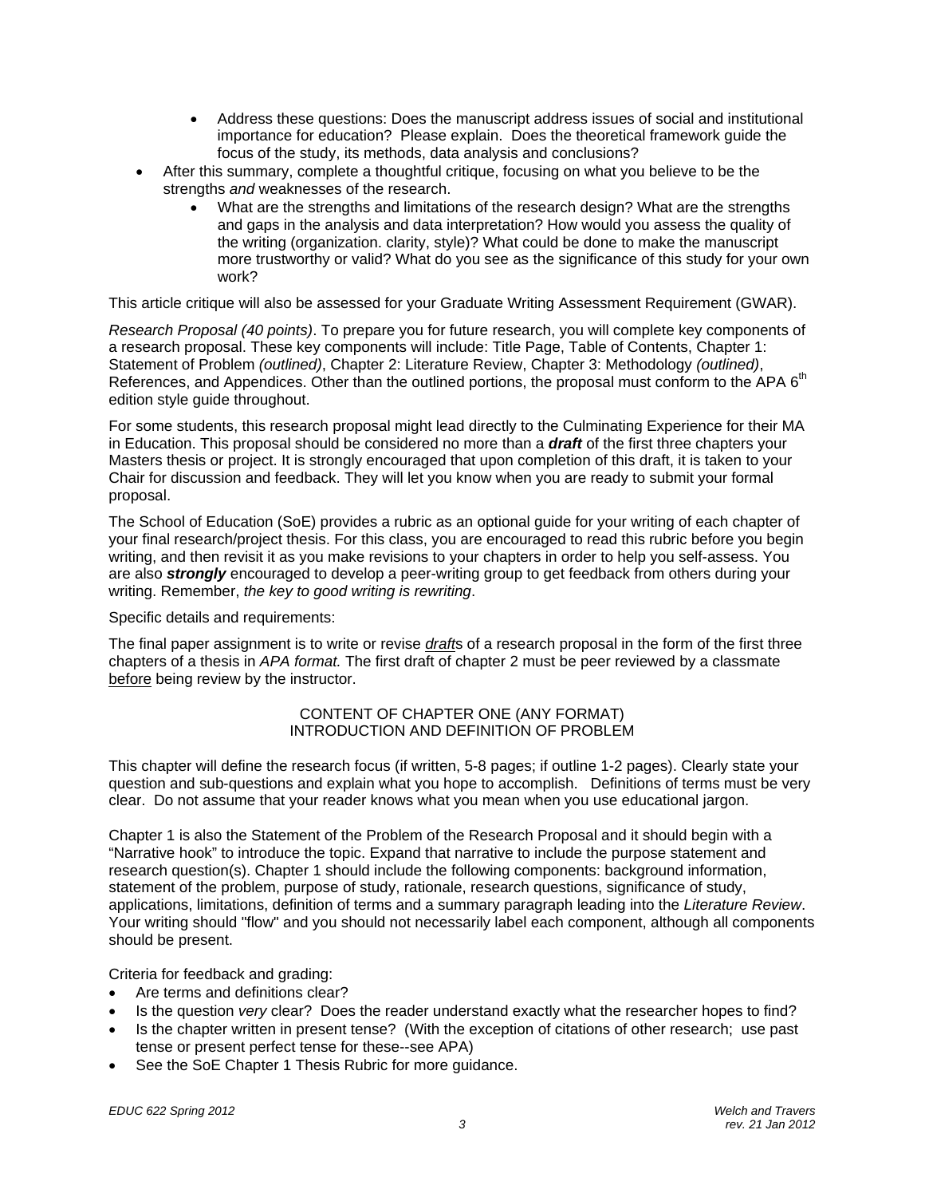- Address these questions: Does the manuscript address issues of social and institutional importance for education? Please explain. Does the theoretical framework guide the focus of the study, its methods, data analysis and conclusions?
- After this summary, complete a thoughtful critique, focusing on what you believe to be the strengths *and* weaknesses of the research.
    - What are the strengths and limitations of the research design? What are the strengths and gaps in the analysis and data interpretation? How would you assess the quality of the writing (organization. clarity, style)? What could be done to make the manuscript more trustworthy or valid? What do you see as the significance of this study for your own work?

This article critique will also be assessed for your Graduate Writing Assessment Requirement (GWAR).

*Research Proposal (40 points)*. To prepare you for future research, you will complete key components of a research proposal. These key components will include: Title Page, Table of Contents, Chapter 1: Statement of Problem *(outlined)*, Chapter 2: Literature Review, Chapter 3: Methodology *(outlined)*, References, and Appendices. Other than the outlined portions, the proposal must conform to the APA 6th edition style guide throughout.

For some students, this research proposal might lead directly to the Culminating Experience for their MA in Education. This proposal should be considered no more than a ***draft*** of the first three chapters your Masters thesis or project. It is strongly encouraged that upon completion of this draft, it is taken to your Chair for discussion and feedback. They will let you know when you are ready to submit your formal proposal.

The School of Education (SoE) provides a rubric as an optional guide for your writing of each chapter of your final research/project thesis. For this class, you are encouraged to read this rubric before you begin writing, and then revisit it as you make revisions to your chapters in order to help you self-assess. You are also ***strongly*** encouraged to develop a peer-writing group to get feedback from others during your writing. Remember, *the key to good writing is rewriting*.

Specific details and requirements:

The final paper assignment is to write or revise *draft*s of a research proposal in the form of the first three chapters of a thesis in *APA format.* The first draft of chapter 2 must be peer reviewed by a classmate before being review by the instructor.

CONTENT OF CHAPTER ONE (ANY FORMAT)
INTRODUCTION AND DEFINITION OF PROBLEM

This chapter will define the research focus (if written, 5-8 pages; if outline 1-2 pages). Clearly state your question and sub-questions and explain what you hope to accomplish. Definitions of terms must be very clear. Do not assume that your reader knows what you mean when you use educational jargon.

Chapter 1 is also the Statement of the Problem of the Research Proposal and it should begin with a "Narrative hook" to introduce the topic. Expand that narrative to include the purpose statement and research question(s). Chapter 1 should include the following components: background information, statement of the problem, purpose of study, rationale, research questions, significance of study, applications, limitations, definition of terms and a summary paragraph leading into the *Literature Review*. Your writing should "flow" and you should not necessarily label each component, although all components should be present.

Criteria for feedback and grading:

- Are terms and definitions clear?
- Is the question *very* clear? Does the reader understand exactly what the researcher hopes to find?
- Is the chapter written in present tense? (With the exception of citations of other research; use past tense or present perfect tense for these--see APA)
- See the SoE Chapter 1 Thesis Rubric for more guidance.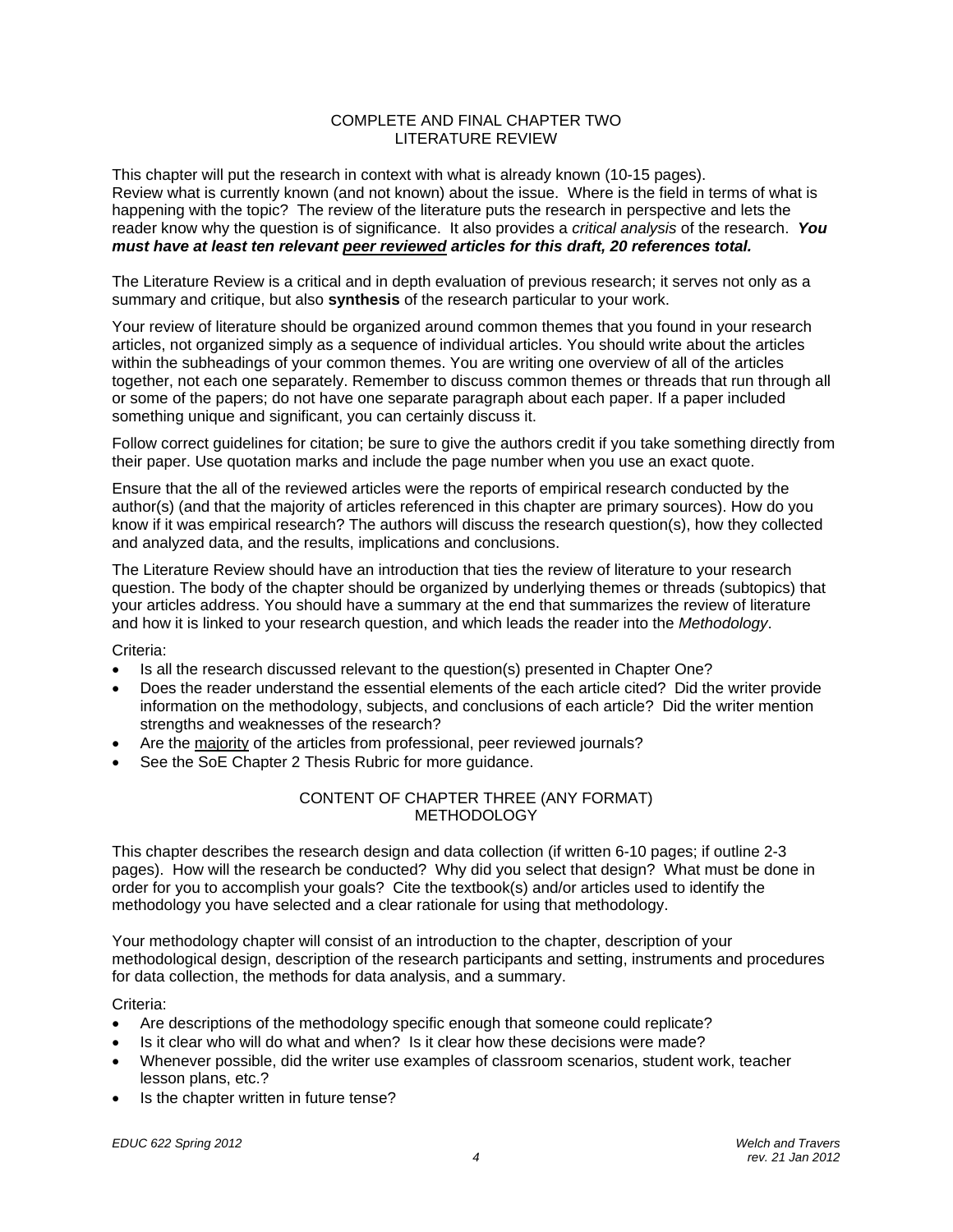## COMPLETE AND FINAL CHAPTER TWO
## LITERATURE REVIEW

This chapter will put the research in context with what is already known (10-15 pages). Review what is currently known (and not known) about the issue. Where is the field in terms of what is happening with the topic? The review of the literature puts the research in perspective and lets the reader know why the question is of significance. It also provides a *critical analysis* of the research. ***You must have at least ten relevant <u>peer reviewed</u> articles for this draft, 20 references total.***

The Literature Review is a critical and in depth evaluation of previous research; it serves not only as a summary and critique, but also **synthesis** of the research particular to your work.

Your review of literature should be organized around common themes that you found in your research articles, not organized simply as a sequence of individual articles. You should write about the articles within the subheadings of your common themes. You are writing one overview of all of the articles together, not each one separately. Remember to discuss common themes or threads that run through all or some of the papers; do not have one separate paragraph about each paper. If a paper included something unique and significant, you can certainly discuss it.

Follow correct guidelines for citation; be sure to give the authors credit if you take something directly from their paper. Use quotation marks and include the page number when you use an exact quote.

Ensure that the all of the reviewed articles were the reports of empirical research conducted by the author(s) (and that the majority of articles referenced in this chapter are primary sources). How do you know if it was empirical research? The authors will discuss the research question(s), how they collected and analyzed data, and the results, implications and conclusions.

The Literature Review should have an introduction that ties the review of literature to your research question. The body of the chapter should be organized by underlying themes or threads (subtopics) that your articles address. You should have a summary at the end that summarizes the review of literature and how it is linked to your research question, and which leads the reader into the *Methodology*.

Criteria:

- Is all the research discussed relevant to the question(s) presented in Chapter One?
- Does the reader understand the essential elements of the each article cited? Did the writer provide information on the methodology, subjects, and conclusions of each article? Did the writer mention strengths and weaknesses of the research?
- Are the <u>majority</u> of the articles from professional, peer reviewed journals?
- See the SoE Chapter 2 Thesis Rubric for more guidance.

## CONTENT OF CHAPTER THREE (ANY FORMAT)
## METHODOLOGY

This chapter describes the research design and data collection (if written 6-10 pages; if outline 2-3 pages). How will the research be conducted? Why did you select that design? What must be done in order for you to accomplish your goals? Cite the textbook(s) and/or articles used to identify the methodology you have selected and a clear rationale for using that methodology.

Your methodology chapter will consist of an introduction to the chapter, description of your methodological design, description of the research participants and setting, instruments and procedures for data collection, the methods for data analysis, and a summary.

Criteria:

- Are descriptions of the methodology specific enough that someone could replicate?
- Is it clear who will do what and when? Is it clear how these decisions were made?
- Whenever possible, did the writer use examples of classroom scenarios, student work, teacher lesson plans, etc.?
- Is the chapter written in future tense?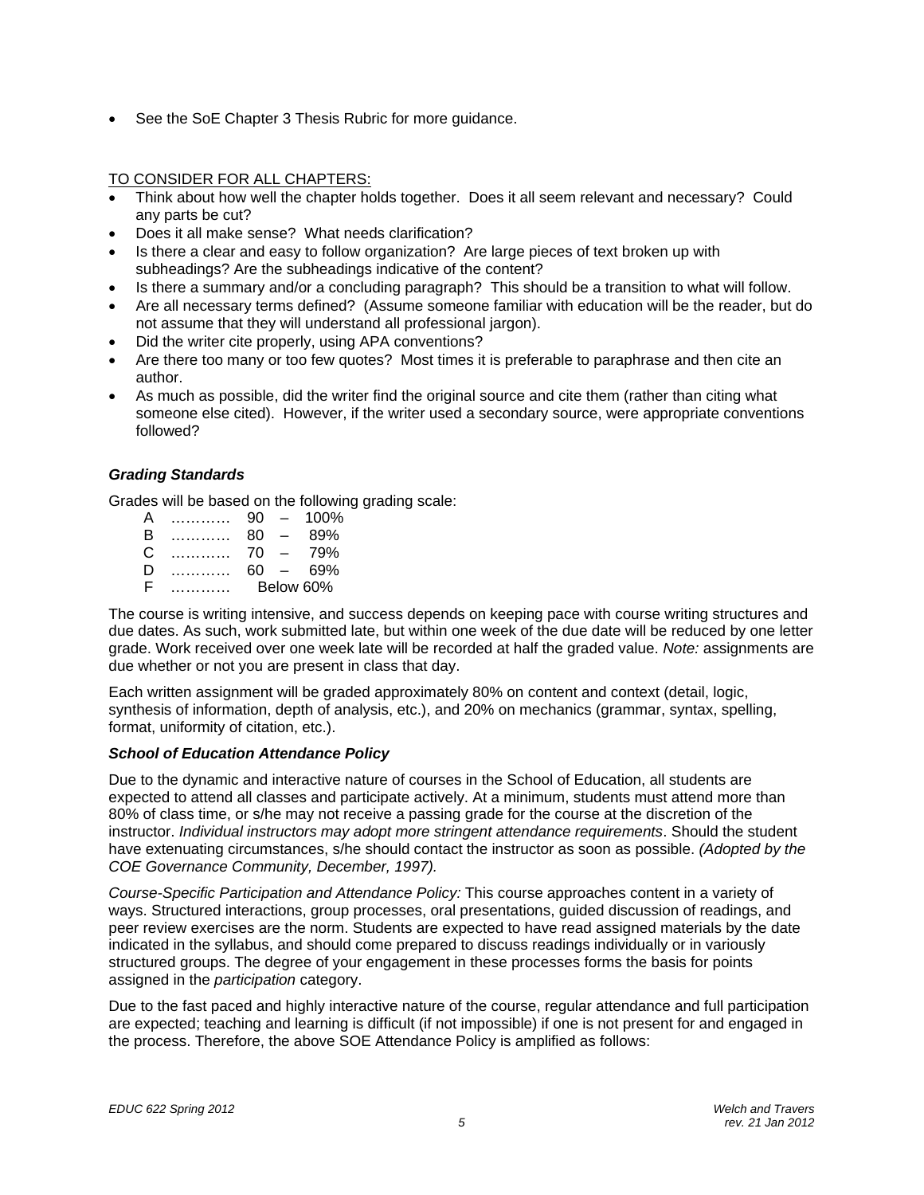- See the SoE Chapter 3 Thesis Rubric for more guidance.

TO CONSIDER FOR ALL CHAPTERS:

- Think about how well the chapter holds together. Does it all seem relevant and necessary? Could any parts be cut?
- Does it all make sense? What needs clarification?
- Is there a clear and easy to follow organization? Are large pieces of text broken up with subheadings? Are the subheadings indicative of the content?
- Is there a summary and/or a concluding paragraph? This should be a transition to what will follow.
- Are all necessary terms defined? (Assume someone familiar with education will be the reader, but do not assume that they will understand all professional jargon).
- Did the writer cite properly, using APA conventions?
- Are there too many or too few quotes? Most times it is preferable to paraphrase and then cite an author.
- As much as possible, did the writer find the original source and cite them (rather than citing what someone else cited). However, if the writer used a secondary source, were appropriate conventions followed?

### *Grading Standards*

Grades will be based on the following grading scale:

A ………… 90 – 100%
B ………… 80 – 89%
C ………… 70 – 79%
D ………… 60 – 69%
F ………… Below 60%

The course is writing intensive, and success depends on keeping pace with course writing structures and due dates. As such, work submitted late, but within one week of the due date will be reduced by one letter grade. Work received over one week late will be recorded at half the graded value. *Note:* assignments are due whether or not you are present in class that day.

Each written assignment will be graded approximately 80% on content and context (detail, logic, synthesis of information, depth of analysis, etc.), and 20% on mechanics (grammar, syntax, spelling, format, uniformity of citation, etc.).

### *School of Education Attendance Policy*

Due to the dynamic and interactive nature of courses in the School of Education, all students are expected to attend all classes and participate actively. At a minimum, students must attend more than 80% of class time, or s/he may not receive a passing grade for the course at the discretion of the instructor. *Individual instructors may adopt more stringent attendance requirements*. Should the student have extenuating circumstances, s/he should contact the instructor as soon as possible. *(Adopted by the COE Governance Community, December, 1997).*

*Course-Specific Participation and Attendance Policy:* This course approaches content in a variety of ways. Structured interactions, group processes, oral presentations, guided discussion of readings, and peer review exercises are the norm. Students are expected to have read assigned materials by the date indicated in the syllabus, and should come prepared to discuss readings individually or in variously structured groups. The degree of your engagement in these processes forms the basis for points assigned in the *participation* category.

Due to the fast paced and highly interactive nature of the course, regular attendance and full participation are expected; teaching and learning is difficult (if not impossible) if one is not present for and engaged in the process. Therefore, the above SOE Attendance Policy is amplified as follows: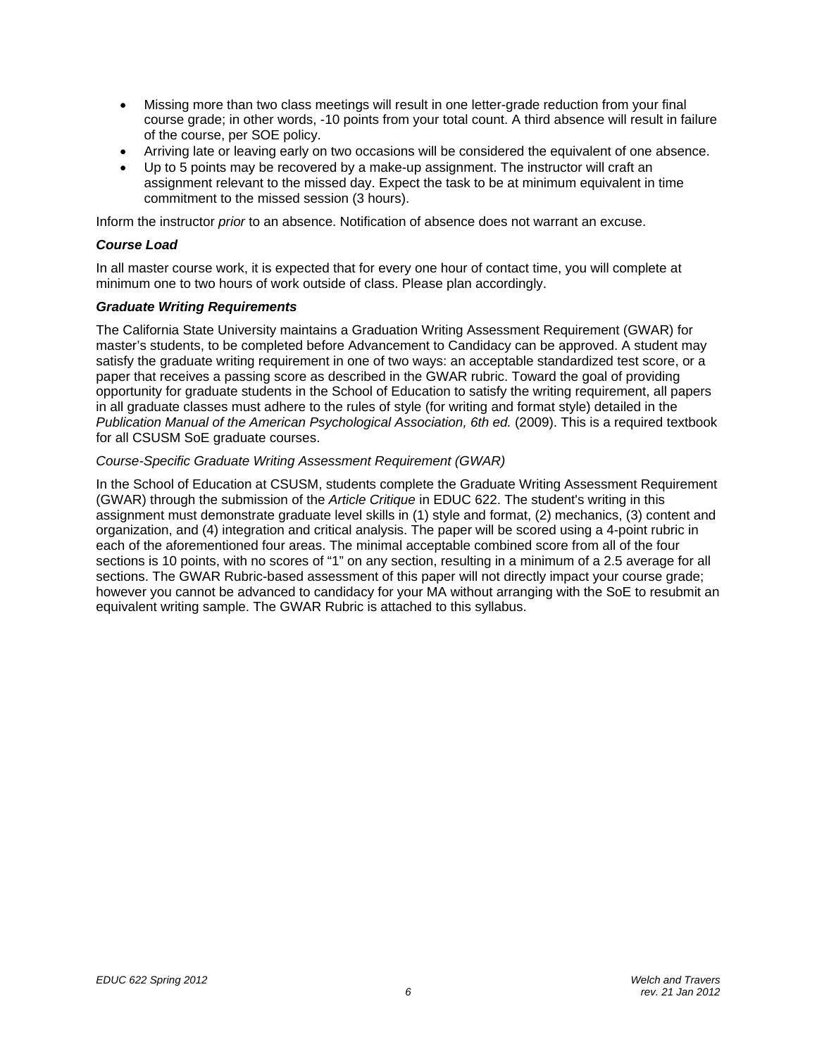- Missing more than two class meetings will result in one letter-grade reduction from your final course grade; in other words, -10 points from your total count. A third absence will result in failure of the course, per SOE policy.
- Arriving late or leaving early on two occasions will be considered the equivalent of one absence.
- Up to 5 points may be recovered by a make-up assignment. The instructor will craft an assignment relevant to the missed day. Expect the task to be at minimum equivalent in time commitment to the missed session (3 hours).

Inform the instructor *prior* to an absence. Notification of absence does not warrant an excuse.

### *Course Load*

In all master course work, it is expected that for every one hour of contact time, you will complete at minimum one to two hours of work outside of class. Please plan accordingly.

### *Graduate Writing Requirements*

The California State University maintains a Graduation Writing Assessment Requirement (GWAR) for master's students, to be completed before Advancement to Candidacy can be approved. A student may satisfy the graduate writing requirement in one of two ways: an acceptable standardized test score, or a paper that receives a passing score as described in the GWAR rubric. Toward the goal of providing opportunity for graduate students in the School of Education to satisfy the writing requirement, all papers in all graduate classes must adhere to the rules of style (for writing and format style) detailed in the *Publication Manual of the American Psychological Association, 6th ed.* (2009). This is a required textbook for all CSUSM SoE graduate courses.

*Course-Specific Graduate Writing Assessment Requirement (GWAR)*

In the School of Education at CSUSM, students complete the Graduate Writing Assessment Requirement (GWAR) through the submission of the *Article Critique* in EDUC 622. The student's writing in this assignment must demonstrate graduate level skills in (1) style and format, (2) mechanics, (3) content and organization, and (4) integration and critical analysis. The paper will be scored using a 4-point rubric in each of the aforementioned four areas. The minimal acceptable combined score from all of the four sections is 10 points, with no scores of "1" on any section, resulting in a minimum of a 2.5 average for all sections. The GWAR Rubric-based assessment of this paper will not directly impact your course grade; however you cannot be advanced to candidacy for your MA without arranging with the SoE to resubmit an equivalent writing sample. The GWAR Rubric is attached to this syllabus.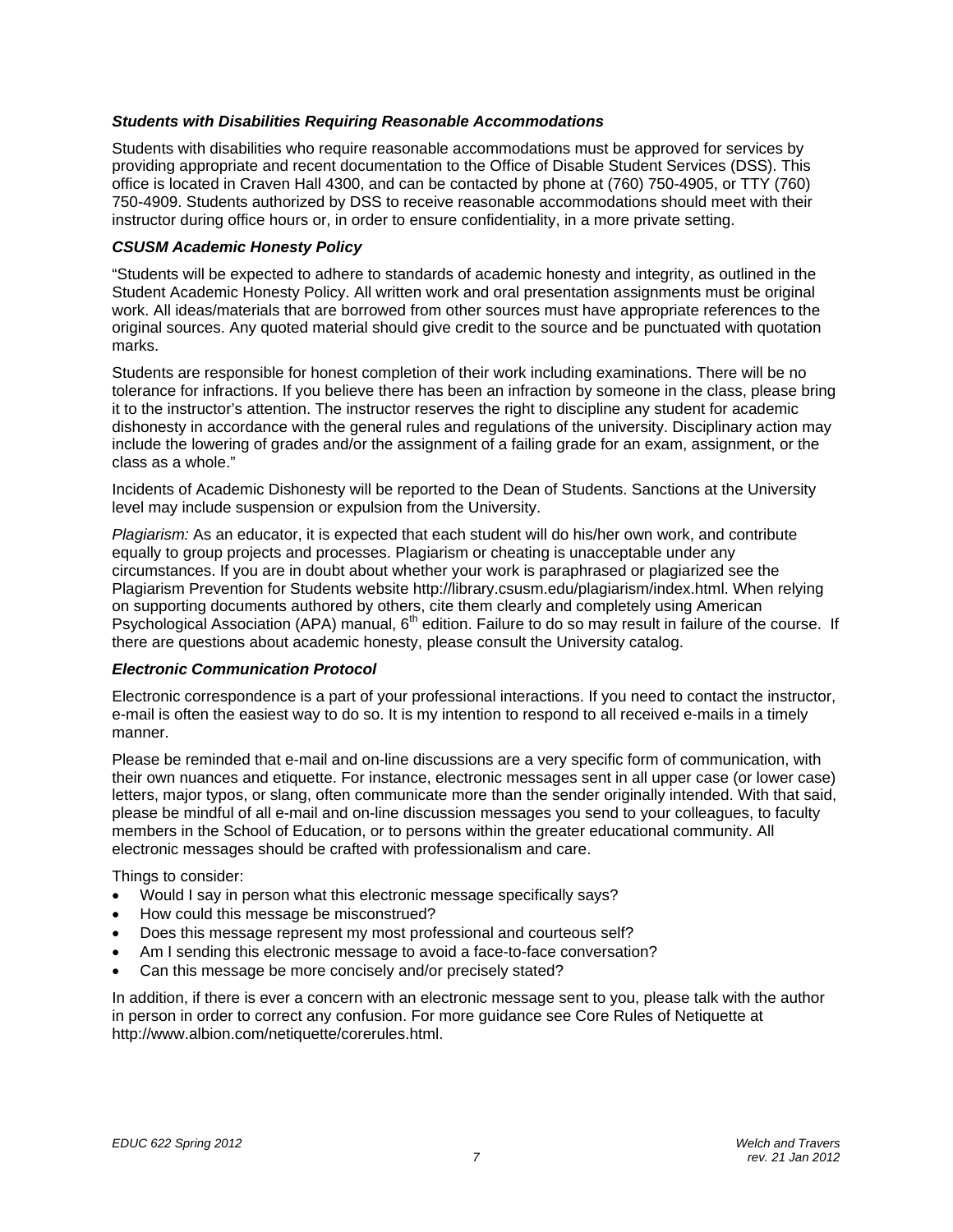### *Students with Disabilities Requiring Reasonable Accommodations*

Students with disabilities who require reasonable accommodations must be approved for services by providing appropriate and recent documentation to the Office of Disable Student Services (DSS). This office is located in Craven Hall 4300, and can be contacted by phone at (760) 750-4905, or TTY (760) 750-4909. Students authorized by DSS to receive reasonable accommodations should meet with their instructor during office hours or, in order to ensure confidentiality, in a more private setting.

### *CSUSM Academic Honesty Policy*

"Students will be expected to adhere to standards of academic honesty and integrity, as outlined in the Student Academic Honesty Policy. All written work and oral presentation assignments must be original work. All ideas/materials that are borrowed from other sources must have appropriate references to the original sources. Any quoted material should give credit to the source and be punctuated with quotation marks.

Students are responsible for honest completion of their work including examinations. There will be no tolerance for infractions. If you believe there has been an infraction by someone in the class, please bring it to the instructor's attention. The instructor reserves the right to discipline any student for academic dishonesty in accordance with the general rules and regulations of the university. Disciplinary action may include the lowering of grades and/or the assignment of a failing grade for an exam, assignment, or the class as a whole."

Incidents of Academic Dishonesty will be reported to the Dean of Students. Sanctions at the University level may include suspension or expulsion from the University.

*Plagiarism:* As an educator, it is expected that each student will do his/her own work, and contribute equally to group projects and processes. Plagiarism or cheating is unacceptable under any circumstances. If you are in doubt about whether your work is paraphrased or plagiarized see the Plagiarism Prevention for Students website http://library.csusm.edu/plagiarism/index.html. When relying on supporting documents authored by others, cite them clearly and completely using American Psychological Association (APA) manual, 6th edition. Failure to do so may result in failure of the course. If there are questions about academic honesty, please consult the University catalog.

### *Electronic Communication Protocol*

Electronic correspondence is a part of your professional interactions. If you need to contact the instructor, e-mail is often the easiest way to do so. It is my intention to respond to all received e-mails in a timely manner.

Please be reminded that e-mail and on-line discussions are a very specific form of communication, with their own nuances and etiquette. For instance, electronic messages sent in all upper case (or lower case) letters, major typos, or slang, often communicate more than the sender originally intended. With that said, please be mindful of all e-mail and on-line discussion messages you send to your colleagues, to faculty members in the School of Education, or to persons within the greater educational community. All electronic messages should be crafted with professionalism and care.

Things to consider:

- Would I say in person what this electronic message specifically says?
- How could this message be misconstrued?
- Does this message represent my most professional and courteous self?
- Am I sending this electronic message to avoid a face-to-face conversation?
- Can this message be more concisely and/or precisely stated?

In addition, if there is ever a concern with an electronic message sent to you, please talk with the author in person in order to correct any confusion. For more guidance see Core Rules of Netiquette at http://www.albion.com/netiquette/corerules.html.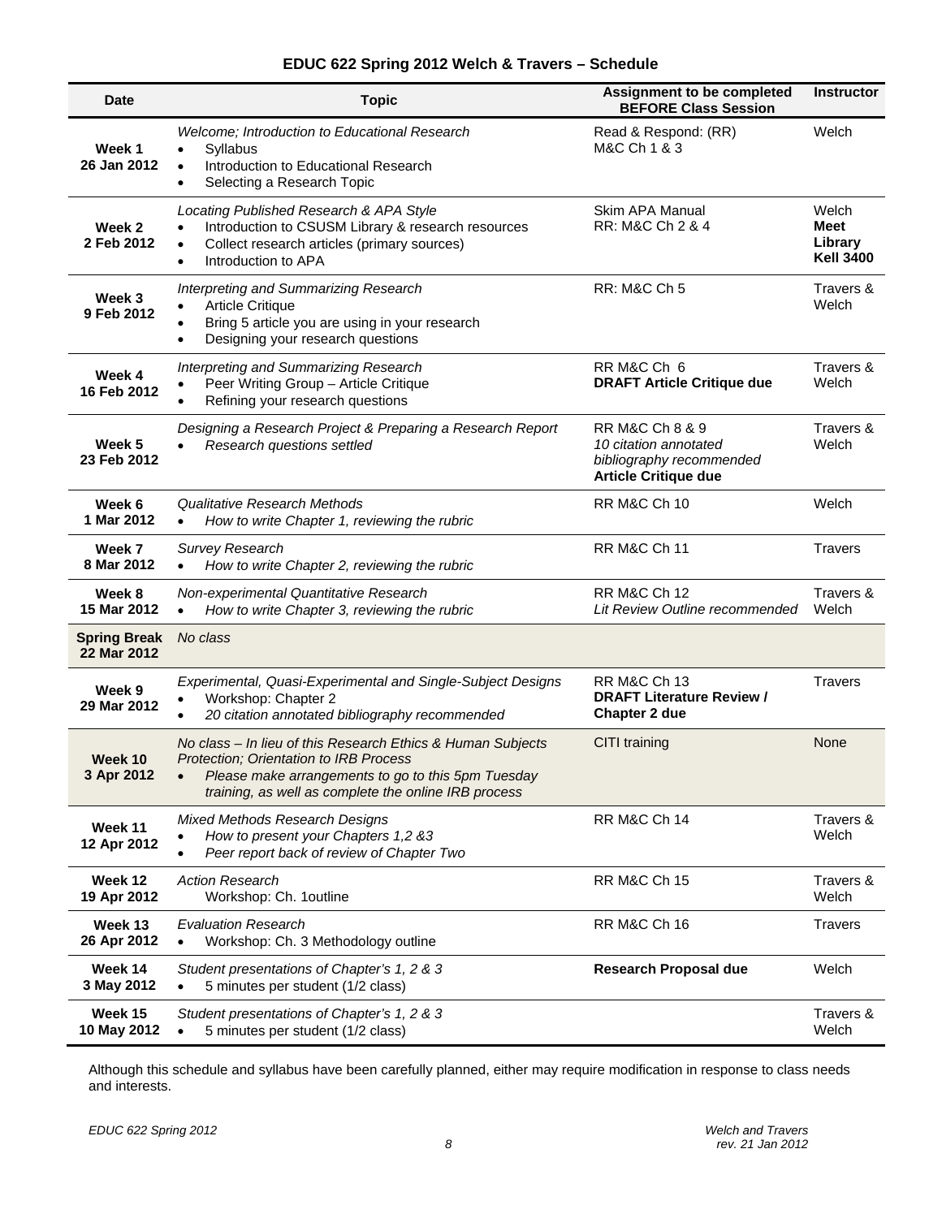**EDUC 622 Spring 2012 Welch & Travers – Schedule**

| Date | Topic | Assignment to be completed BEFORE Class Session | Instructor |
|---|---|---|---|
| **Week 1** **26 Jan 2012** | *Welcome; Introduction to Educational Research* <br>• Syllabus <br>• Introduction to Educational Research <br>• Selecting a Research Topic | Read & Respond: (RR) M&C Ch 1 & 3 | Welch |
| **Week 2** **2 Feb 2012** | *Locating Published Research & APA Style* <br>• Introduction to CSUSM Library & research resources <br>• Collect research articles (primary sources) <br>• Introduction to APA | Skim APA Manual <br>RR: M&C Ch 2 & 4 | Welch **Meet Library Kell 3400** |
| **Week 3** **9 Feb 2012** | *Interpreting and Summarizing Research* <br>• Article Critique <br>• Bring 5 article you are using in your research <br>• Designing your research questions | RR: M&C Ch 5 | Travers & Welch |
| **Week 4** **16 Feb 2012** | *Interpreting and Summarizing Research* <br>• Peer Writing Group – Article Critique <br>• Refining your research questions | RR M&C Ch 6 <br>**DRAFT Article Critique due** | Travers & Welch |
| **Week 5** **23 Feb 2012** | *Designing a Research Project & Preparing a Research Report* <br>• *Research questions settled* | RR M&C Ch 8 & 9 <br>*10 citation annotated bibliography recommended* <br>**Article Critique due** | Travers & Welch |
| **Week 6** **1 Mar 2012** | *Qualitative Research Methods* <br>• *How to write Chapter 1, reviewing the rubric* | RR M&C Ch 10 | Welch |
| **Week 7** **8 Mar 2012** | *Survey Research* <br>• *How to write Chapter 2, reviewing the rubric* | RR M&C Ch 11 | Travers |
| **Week 8** **15 Mar 2012** | *Non-experimental Quantitative Research* <br>• *How to write Chapter 3, reviewing the rubric* | RR M&C Ch 12 <br>*Lit Review Outline recommended* | Travers & Welch |
| **Spring Break** **22 Mar 2012** | *No class* | | |
| **Week 9** **29 Mar 2012** | *Experimental, Quasi-Experimental and Single-Subject Designs* <br>• Workshop: Chapter 2 <br>• *20 citation annotated bibliography recommended* | RR M&C Ch 13 <br>**DRAFT Literature Review / Chapter 2 due** | Travers |
| **Week 10** **3 Apr 2012** | *No class – In lieu of this Research Ethics & Human Subjects Protection; Orientation to IRB Process* <br>• *Please make arrangements to go to this 5pm Tuesday training, as well as complete the online IRB process* | CITI training | None |
| **Week 11** **12 Apr 2012** | *Mixed Methods Research Designs* <br>• *How to present your Chapters 1,2 &3* <br>• *Peer report back of review of Chapter Two* | RR M&C Ch 14 | Travers & Welch |
| **Week 12** **19 Apr 2012** | *Action Research* <br>Workshop: Ch. 1outline | RR M&C Ch 15 | Travers & Welch |
| **Week 13** **26 Apr 2012** | *Evaluation Research* <br>• Workshop: Ch. 3 Methodology outline | RR M&C Ch 16 | Travers |
| **Week 14** **3 May 2012** | *Student presentations of Chapter's 1, 2 & 3* <br>• 5 minutes per student (1/2 class) | **Research Proposal due** | Welch |
| **Week 15** **10 May 2012** | *Student presentations of Chapter's 1, 2 & 3* <br>• 5 minutes per student (1/2 class) | | Travers & Welch |

Although this schedule and syllabus have been carefully planned, either may require modification in response to class needs and interests.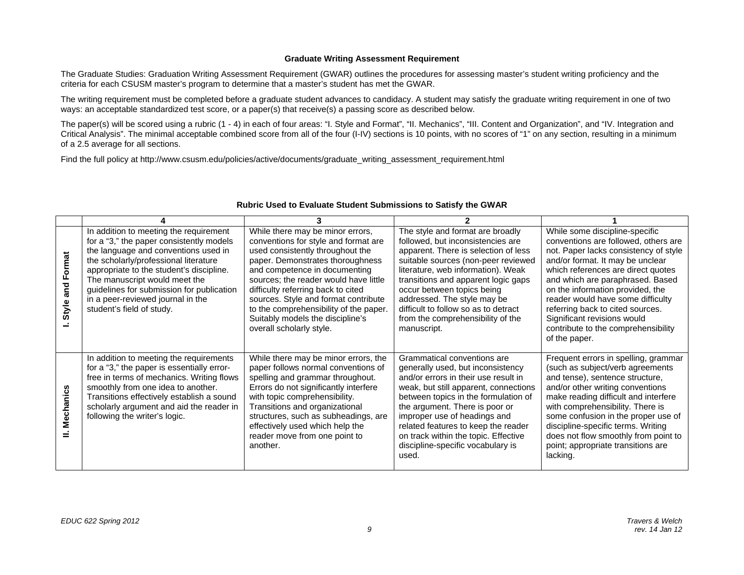**Graduate Writing Assessment Requirement**

The Graduate Studies: Graduation Writing Assessment Requirement (GWAR) outlines the procedures for assessing master's student writing proficiency and the criteria for each CSUSM master's program to determine that a master's student has met the GWAR.

The writing requirement must be completed before a graduate student advances to candidacy. A student may satisfy the graduate writing requirement in one of two ways: an acceptable standardized test score, or a paper(s) that receive(s) a passing score as described below.

The paper(s) will be scored using a rubric (1 - 4) in each of four areas: "I. Style and Format", "II. Mechanics", "III. Content and Organization", and "IV. Integration and Critical Analysis". The minimal acceptable combined score from all of the four (I-IV) sections is 10 points, with no scores of "1" on any section, resulting in a minimum of a 2.5 average for all sections.

Find the full policy at http://www.csusm.edu/policies/active/documents/graduate_writing_assessment_requirement.html

**Rubric Used to Evaluate Student Submissions to Satisfy the GWAR**

| | 4 | 3 | 2 | 1 |
|---|---|---|---|---|
| **I. Style and Format** | In addition to meeting the requirement for a "3," the paper consistently models the language and conventions used in the scholarly/professional literature appropriate to the student's discipline. The manuscript would meet the guidelines for submission for publication in a peer-reviewed journal in the student's field of study. | While there may be minor errors, conventions for style and format are used consistently throughout the paper. Demonstrates thoroughness and competence in documenting sources; the reader would have little difficulty referring back to cited sources. Style and format contribute to the comprehensibility of the paper. Suitably models the discipline's overall scholarly style. | The style and format are broadly followed, but inconsistencies are apparent. There is selection of less suitable sources (non-peer reviewed literature, web information). Weak transitions and apparent logic gaps occur between topics being addressed. The style may be difficult to follow so as to detract from the comprehensibility of the manuscript. | While some discipline-specific conventions are followed, others are not. Paper lacks consistency of style and/or format. It may be unclear which references are direct quotes and which are paraphrased. Based on the information provided, the reader would have some difficulty referring back to cited sources. Significant revisions would contribute to the comprehensibility of the paper. |
| **II. Mechanics** | In addition to meeting the requirements for a "3," the paper is essentially error-free in terms of mechanics. Writing flows smoothly from one idea to another. Transitions effectively establish a sound scholarly argument and aid the reader in following the writer's logic. | While there may be minor errors, the paper follows normal conventions of spelling and grammar throughout. Errors do not significantly interfere with topic comprehensibility. Transitions and organizational structures, such as subheadings, are effectively used which help the reader move from one point to another. | Grammatical conventions are generally used, but inconsistency and/or errors in their use result in weak, but still apparent, connections between topics in the formulation of the argument. There is poor or improper use of headings and related features to keep the reader on track within the topic. Effective discipline-specific vocabulary is used. | Frequent errors in spelling, grammar (such as subject/verb agreements and tense), sentence structure, and/or other writing conventions make reading difficult and interfere with comprehensibility. There is some confusion in the proper use of discipline-specific terms. Writing does not flow smoothly from point to point; appropriate transitions are lacking. |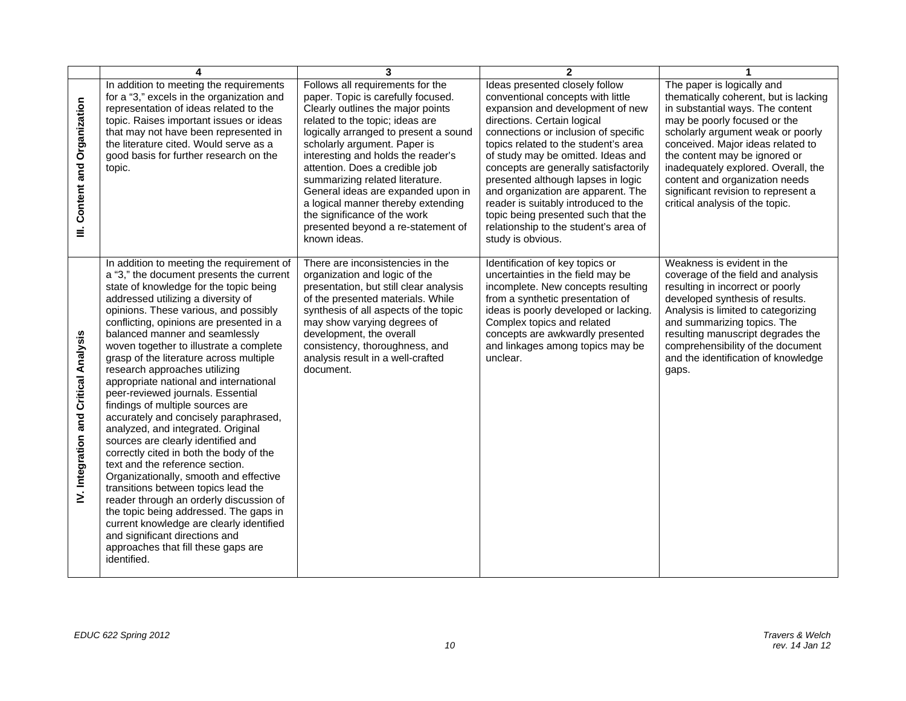| | 4 | 3 | 2 | 1 |
|---|---|---|---|---|
| **III. Content and Organization** | In addition to meeting the requirements for a "3," excels in the organization and representation of ideas related to the topic. Raises important issues or ideas that may not have been represented in the literature cited. Would serve as a good basis for further research on the topic. | Follows all requirements for the paper. Topic is carefully focused. Clearly outlines the major points related to the topic; ideas are logically arranged to present a sound scholarly argument. Paper is interesting and holds the reader's attention. Does a credible job summarizing related literature. General ideas are expanded upon in a logical manner thereby extending the significance of the work presented beyond a re-statement of known ideas. | Ideas presented closely follow conventional concepts with little expansion and development of new directions. Certain logical connections or inclusion of specific topics related to the student's area of study may be omitted. Ideas and concepts are generally satisfactorily presented although lapses in logic and organization are apparent. The reader is suitably introduced to the topic being presented such that the relationship to the student's area of study is obvious. | The paper is logically and thematically coherent, but is lacking in substantial ways. The content may be poorly focused or the scholarly argument weak or poorly conceived. Major ideas related to the content may be ignored or inadequately explored. Overall, the content and organization needs significant revision to represent a critical analysis of the topic. |
| **IV. Integration and Critical Analysis** | In addition to meeting the requirement of a "3," the document presents the current state of knowledge for the topic being addressed utilizing a diversity of opinions. These various, and possibly conflicting, opinions are presented in a balanced manner and seamlessly woven together to illustrate a complete grasp of the literature across multiple research approaches utilizing appropriate national and international peer-reviewed journals. Essential findings of multiple sources are accurately and concisely paraphrased, analyzed, and integrated. Original sources are clearly identified and correctly cited in both the body of the text and the reference section. Organizationally, smooth and effective transitions between topics lead the reader through an orderly discussion of the topic being addressed. The gaps in current knowledge are clearly identified and significant directions and approaches that fill these gaps are identified. | There are inconsistencies in the organization and logic of the presentation, but still clear analysis of the presented materials. While synthesis of all aspects of the topic may show varying degrees of development, the overall consistency, thoroughness, and analysis result in a well-crafted document. | Identification of key topics or uncertainties in the field may be incomplete. New concepts resulting from a synthetic presentation of ideas is poorly developed or lacking. Complex topics and related concepts are awkwardly presented and linkages among topics may be unclear. | Weakness is evident in the coverage of the field and analysis resulting in incorrect or poorly developed synthesis of results. Analysis is limited to categorizing and summarizing topics. The resulting manuscript degrades the comprehensibility of the document and the identification of knowledge gaps. |